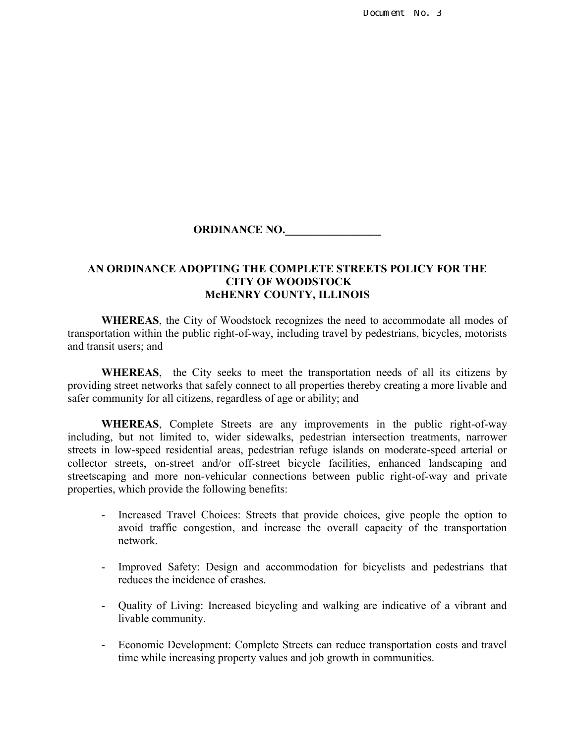Document No. 3

**ORDINANCE NO.\_\_\_\_\_\_\_\_\_\_\_\_\_\_\_\_\_**

# AN ORDINANCE ADOPTING THE COMPLETE STREETS POLICY FOR THE CITY OF WOODSTOCK McHENRY COUNTY, ILLINOIS

**WHEREAS**, the City of Woodstock recognizes the need to accommodate all modes of transportation within the public right-of-way, including travel by pedestrians, bicycles, motorists and transit users; and

**WHEREAS**, the City seeks to meet the transportation needs of all its citizens by providing street networks that safely connect to all properties thereby creating a more livable and safer community for all citizens, regardless of age or ability; and

**WHEREAS**, Complete Streets are any improvements in the public right-of-way including, but not limited to, wider sidewalks, pedestrian intersection treatments, narrower streets in low-speed residential areas, pedestrian refuge islands on moderate-speed arterial or collector streets, on-street and/or off-street bicycle facilities, enhanced landscaping and streetscaping and more non-vehicular connections between public right-of-way and private properties, which provide the following benefits:

- Increased Travel Choices: Streets that provide choices, give people the option to avoid traffic congestion, and increase the overall capacity of the transportation network.
- Improved Safety: Design and accommodation for bicyclists and pedestrians that reduces the incidence of crashes.
- Quality of Living: Increased bicycling and walking are indicative of a vibrant and livable community.
- Economic Development: Complete Streets can reduce transportation costs and travel time while increasing property values and job growth in communities.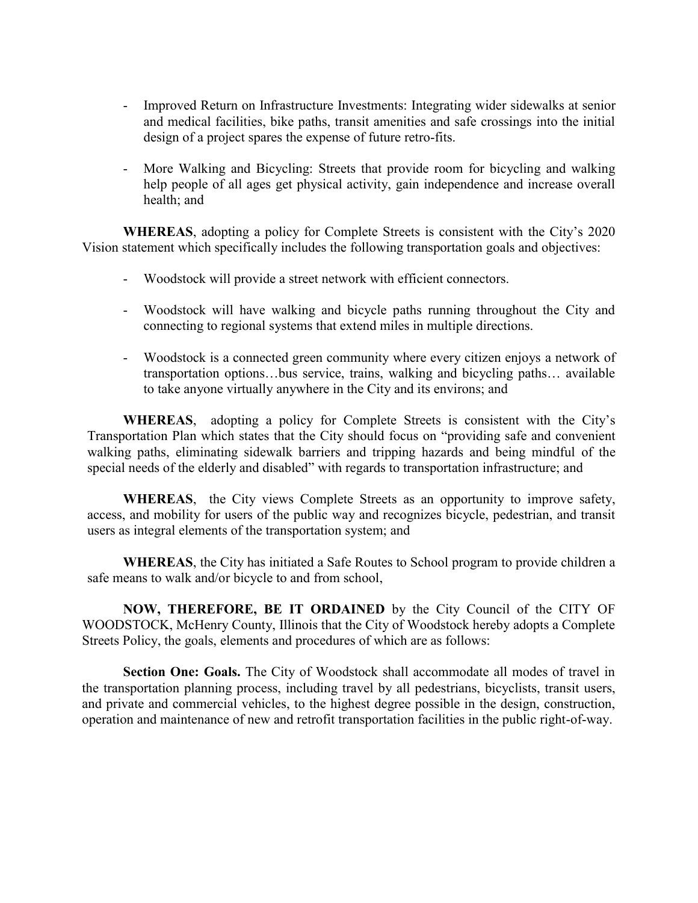- Improved Return on Infrastructure Investments: Integrating wider sidewalks at senior and medical facilities, bike paths, transit amenities and safe crossings into the initial design of a project spares the expense of future retro-fits.

- More Walking and Bicycling: Streets that provide room for bicycling and walking help people of all ages get physical activity, gain independence and increase overall health; and

**WHEREAS**, adopting a policy for Complete Streets is consistent with the City's 2020 Vision statement which specifically includes the following transportation goals and objectives:

- Woodstock will provide a street network with efficient connectors.

- Woodstock will have walking and bicycle paths running throughout the City and connecting to regional systems that extend miles in multiple directions.

- Woodstock is a connected green community where every citizen enjoys a network of transportation options…bus service, trains, walking and bicycling paths… available to take anyone virtually anywhere in the City and its environs; and

**WHEREAS**, adopting a policy for Complete Streets is consistent with the City's Transportation Plan which states that the City should focus on "providing safe and convenient walking paths, eliminating sidewalk barriers and tripping hazards and being mindful of the special needs of the elderly and disabled" with regards to transportation infrastructure; and

**WHEREAS**, the City views Complete Streets as an opportunity to improve safety, access, and mobility for users of the public way and recognizes bicycle, pedestrian, and transit users as integral elements of the transportation system; and

**WHEREAS**, the City has initiated a Safe Routes to School program to provide children a safe means to walk and/or bicycle to and from school,

**NOW, THEREFORE, BE IT ORDAINED** by the City Council of the CITY OF WOODSTOCK, McHenry County, Illinois that the City of Woodstock hereby adopts a Complete Streets Policy, the goals, elements and procedures of which are as follows:

**Section One: Goals.** The City of Woodstock shall accommodate all modes of travel in the transportation planning process, including travel by all pedestrians, bicyclists, transit users, and private and commercial vehicles, to the highest degree possible in the design, construction, operation and maintenance of new and retrofit transportation facilities in the public right-of-way.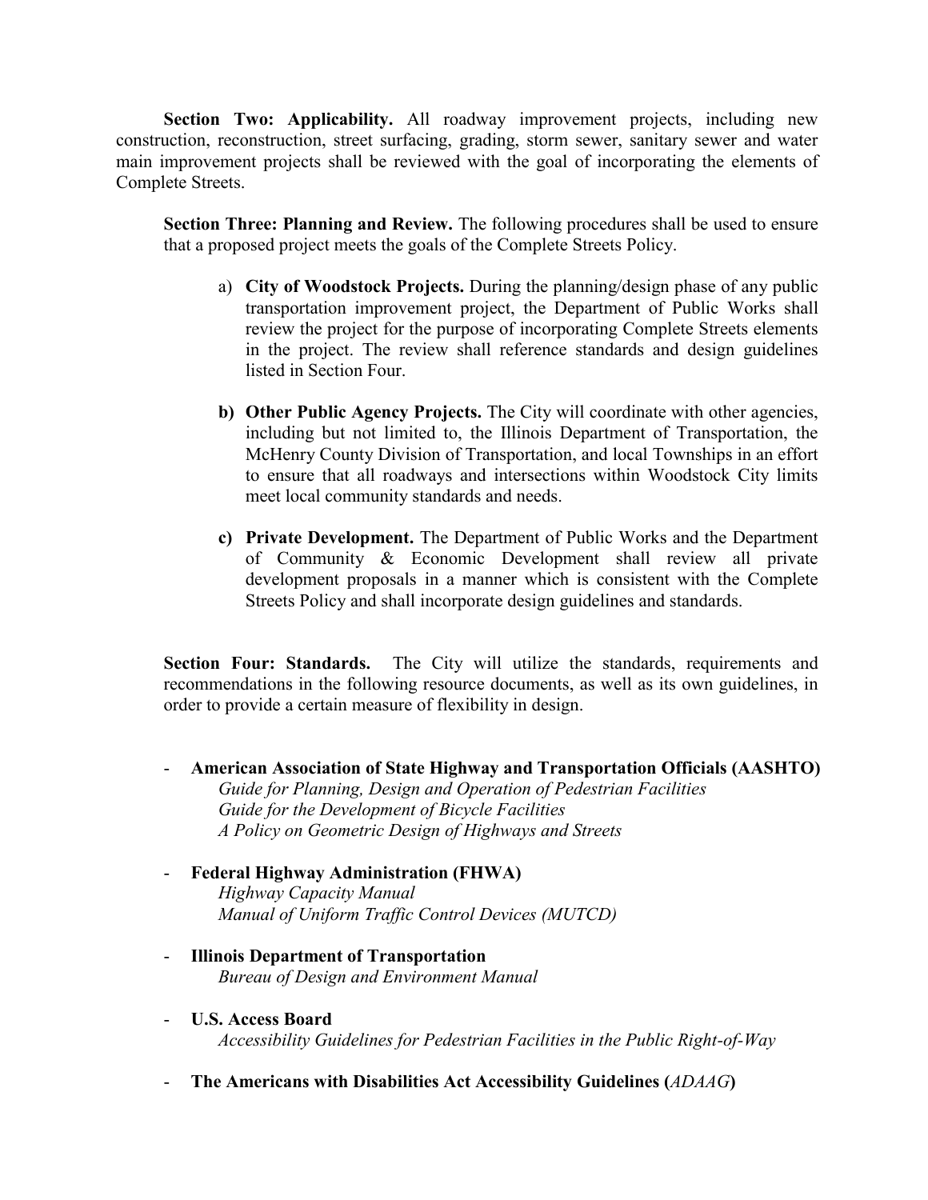**Section Two: Applicability.** All roadway improvement projects, including new construction, reconstruction, street surfacing, grading, storm sewer, sanitary sewer and water main improvement projects shall be reviewed with the goal of incorporating the elements of Complete Streets.

**Section Three: Planning and Review.** The following procedures shall be used to ensure that a proposed project meets the goals of the Complete Streets Policy.

a) **City of Woodstock Projects.** During the planning/design phase of any public transportation improvement project, the Department of Public Works shall review the project for the purpose of incorporating Complete Streets elements in the project. The review shall reference standards and design guidelines listed in Section Four.

**b) Other Public Agency Projects.** The City will coordinate with other agencies, including but not limited to, the Illinois Department of Transportation, the McHenry County Division of Transportation, and local Townships in an effort to ensure that all roadways and intersections within Woodstock City limits meet local community standards and needs.

**c) Private Development.** The Department of Public Works and the Department of Community & Economic Development shall review all private development proposals in a manner which is consistent with the Complete Streets Policy and shall incorporate design guidelines and standards.

**Section Four: Standards.** The City will utilize the standards, requirements and recommendations in the following resource documents, as well as its own guidelines, in order to provide a certain measure of flexibility in design.

- **American Association of State Highway and Transportation Officials (AASHTO)**
  *Guide for Planning, Design and Operation of Pedestrian Facilities*
  *Guide for the Development of Bicycle Facilities*
  *A Policy on Geometric Design of Highways and Streets*

- **Federal Highway Administration (FHWA)**
  *Highway Capacity Manual*
  *Manual of Uniform Traffic Control Devices (MUTCD)*

- **Illinois Department of Transportation**
  *Bureau of Design and Environment Manual*

- **U.S. Access Board**
  *Accessibility Guidelines for Pedestrian Facilities in the Public Right-of-Way*

- **The Americans with Disabilities Act Accessibility Guidelines (*ADAAG*)**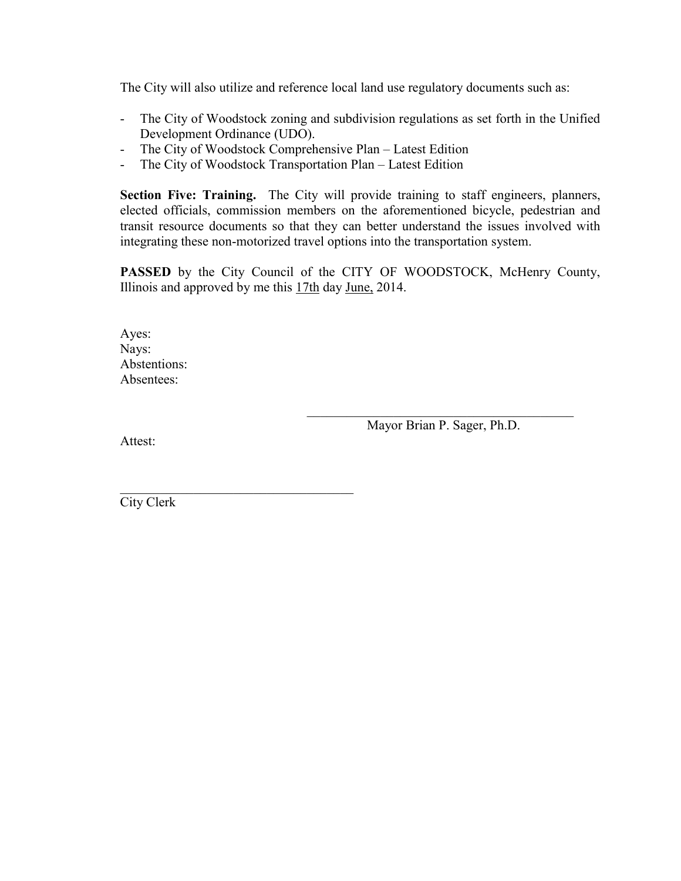The City will also utilize and reference local land use regulatory documents such as:

- The City of Woodstock zoning and subdivision regulations as set forth in the Unified Development Ordinance (UDO).
- The City of Woodstock Comprehensive Plan – Latest Edition
- The City of Woodstock Transportation Plan – Latest Edition

**Section Five: Training.** The City will provide training to staff engineers, planners, elected officials, commission members on the aforementioned bicycle, pedestrian and transit resource documents so that they can better understand the issues involved with integrating these non-motorized travel options into the transportation system.

**PASSED** by the City Council of the CITY OF WOODSTOCK, McHenry County, Illinois and approved by me this 17th day June, 2014.

Ayes:
Nays:
Abstentions:
Absentees:

\_\_\_\_\_\_\_\_\_\_\_\_\_\_\_\_\_\_\_\_\_\_\_\_\_\_\_\_\_\_\_\_\_\_\_\_\_\_\_\_
Mayor Brian P. Sager, Ph.D.

Attest:

\_\_\_\_\_\_\_\_\_\_\_\_\_\_\_\_\_\_\_\_\_\_\_\_\_\_\_\_\_\_\_\_\_\_\_\_
City Clerk